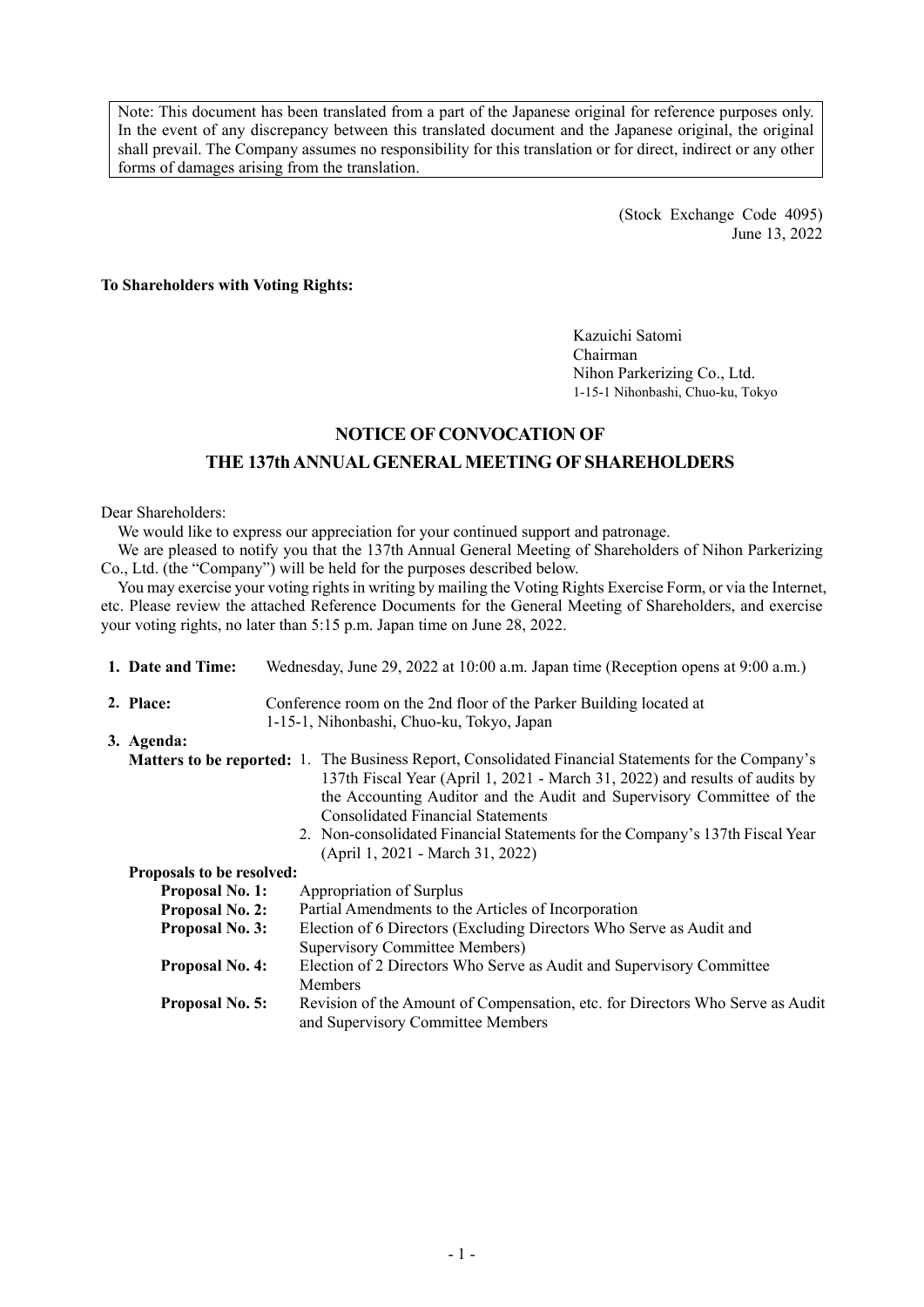Note: This document has been translated from a part of the Japanese original for reference purposes only. In the event of any discrepancy between this translated document and the Japanese original, the original shall prevail. The Company assumes no responsibility for this translation or for direct, indirect or any other forms of damages arising from the translation.

(Stock Exchange Code 4095)
June 13, 2022

**To Shareholders with Voting Rights:**

Kazuichi Satomi
Chairman
Nihon Parkerizing Co., Ltd.
1-15-1 Nihonbashi, Chuo-ku, Tokyo

# NOTICE OF CONVOCATION OF THE 137th ANNUAL GENERAL MEETING OF SHAREHOLDERS

Dear Shareholders:

We would like to express our appreciation for your continued support and patronage.

We are pleased to notify you that the 137th Annual General Meeting of Shareholders of Nihon Parkerizing Co., Ltd. (the "Company") will be held for the purposes described below.

You may exercise your voting rights in writing by mailing the Voting Rights Exercise Form, or via the Internet, etc. Please review the attached Reference Documents for the General Meeting of Shareholders, and exercise your voting rights, no later than 5:15 p.m. Japan time on June 28, 2022.

**1. Date and Time:** Wednesday, June 29, 2022 at 10:00 a.m. Japan time (Reception opens at 9:00 a.m.)

**2. Place:** Conference room on the 2nd floor of the Parker Building located at 1-15-1, Nihonbashi, Chuo-ku, Tokyo, Japan

**3. Agenda:**

**Matters to be reported:**

1. The Business Report, Consolidated Financial Statements for the Company's 137th Fiscal Year (April 1, 2021 - March 31, 2022) and results of audits by the Accounting Auditor and the Audit and Supervisory Committee of the Consolidated Financial Statements
2. Non-consolidated Financial Statements for the Company's 137th Fiscal Year (April 1, 2021 - March 31, 2022)

**Proposals to be resolved:**

**Proposal No. 1:** Appropriation of Surplus

**Proposal No. 2:** Partial Amendments to the Articles of Incorporation

**Proposal No. 3:** Election of 6 Directors (Excluding Directors Who Serve as Audit and Supervisory Committee Members)

**Proposal No. 4:** Election of 2 Directors Who Serve as Audit and Supervisory Committee Members

**Proposal No. 5:** Revision of the Amount of Compensation, etc. for Directors Who Serve as Audit and Supervisory Committee Members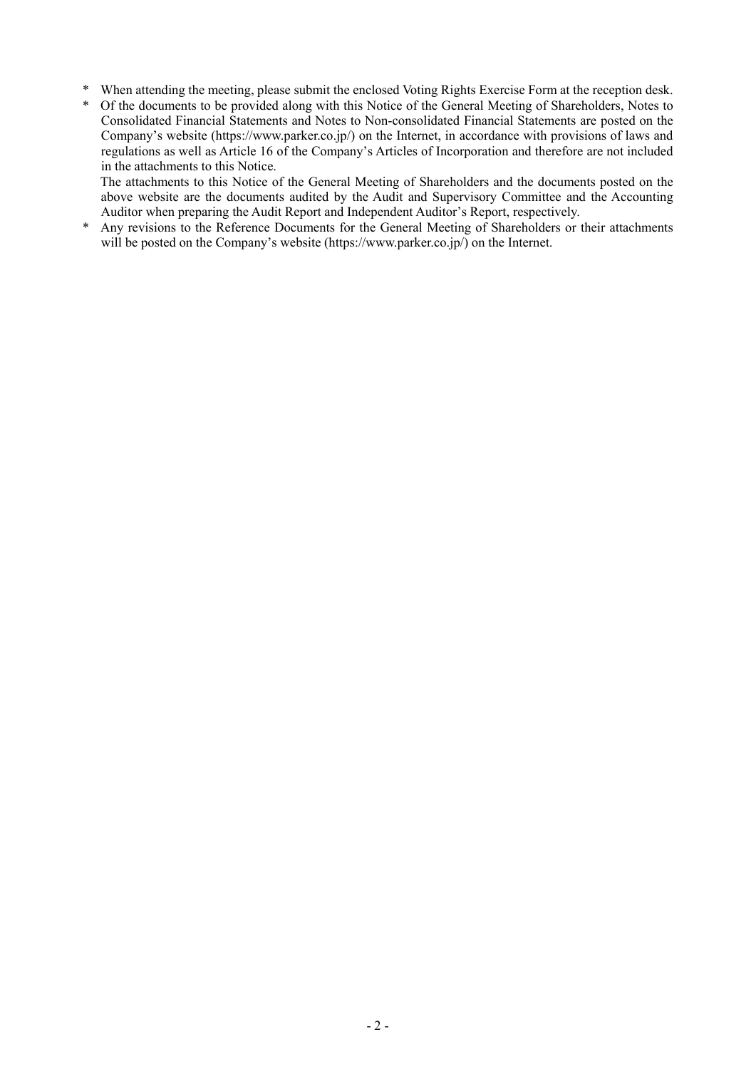\* When attending the meeting, please submit the enclosed Voting Rights Exercise Form at the reception desk.

\* Of the documents to be provided along with this Notice of the General Meeting of Shareholders, Notes to Consolidated Financial Statements and Notes to Non-consolidated Financial Statements are posted on the Company's website (https://www.parker.co.jp/) on the Internet, in accordance with provisions of laws and regulations as well as Article 16 of the Company's Articles of Incorporation and therefore are not included in the attachments to this Notice.

  The attachments to this Notice of the General Meeting of Shareholders and the documents posted on the above website are the documents audited by the Audit and Supervisory Committee and the Accounting Auditor when preparing the Audit Report and Independent Auditor's Report, respectively.

\* Any revisions to the Reference Documents for the General Meeting of Shareholders or their attachments will be posted on the Company's website (https://www.parker.co.jp/) on the Internet.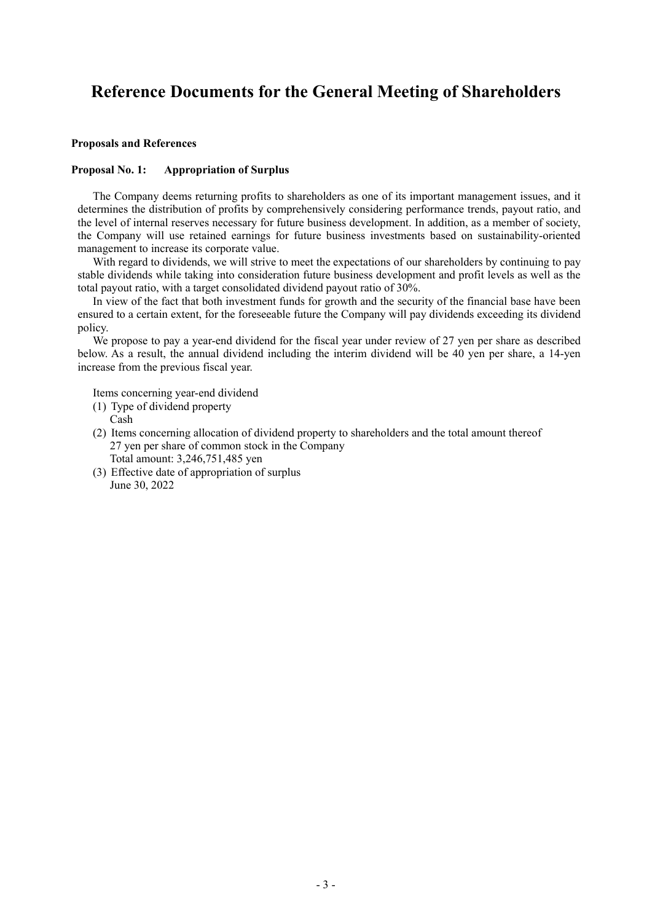# Reference Documents for the General Meeting of Shareholders

**Proposals and References**

**Proposal No. 1: Appropriation of Surplus**

The Company deems returning profits to shareholders as one of its important management issues, and it determines the distribution of profits by comprehensively considering performance trends, payout ratio, and the level of internal reserves necessary for future business development. In addition, as a member of society, the Company will use retained earnings for future business investments based on sustainability-oriented management to increase its corporate value.

With regard to dividends, we will strive to meet the expectations of our shareholders by continuing to pay stable dividends while taking into consideration future business development and profit levels as well as the total payout ratio, with a target consolidated dividend payout ratio of 30%.

In view of the fact that both investment funds for growth and the security of the financial base have been ensured to a certain extent, for the foreseeable future the Company will pay dividends exceeding its dividend policy.

We propose to pay a year-end dividend for the fiscal year under review of 27 yen per share as described below. As a result, the annual dividend including the interim dividend will be 40 yen per share, a 14-yen increase from the previous fiscal year.

Items concerning year-end dividend

(1) Type of dividend property
    Cash
(2) Items concerning allocation of dividend property to shareholders and the total amount thereof
    27 yen per share of common stock in the Company
    Total amount: 3,246,751,485 yen
(3) Effective date of appropriation of surplus
    June 30, 2022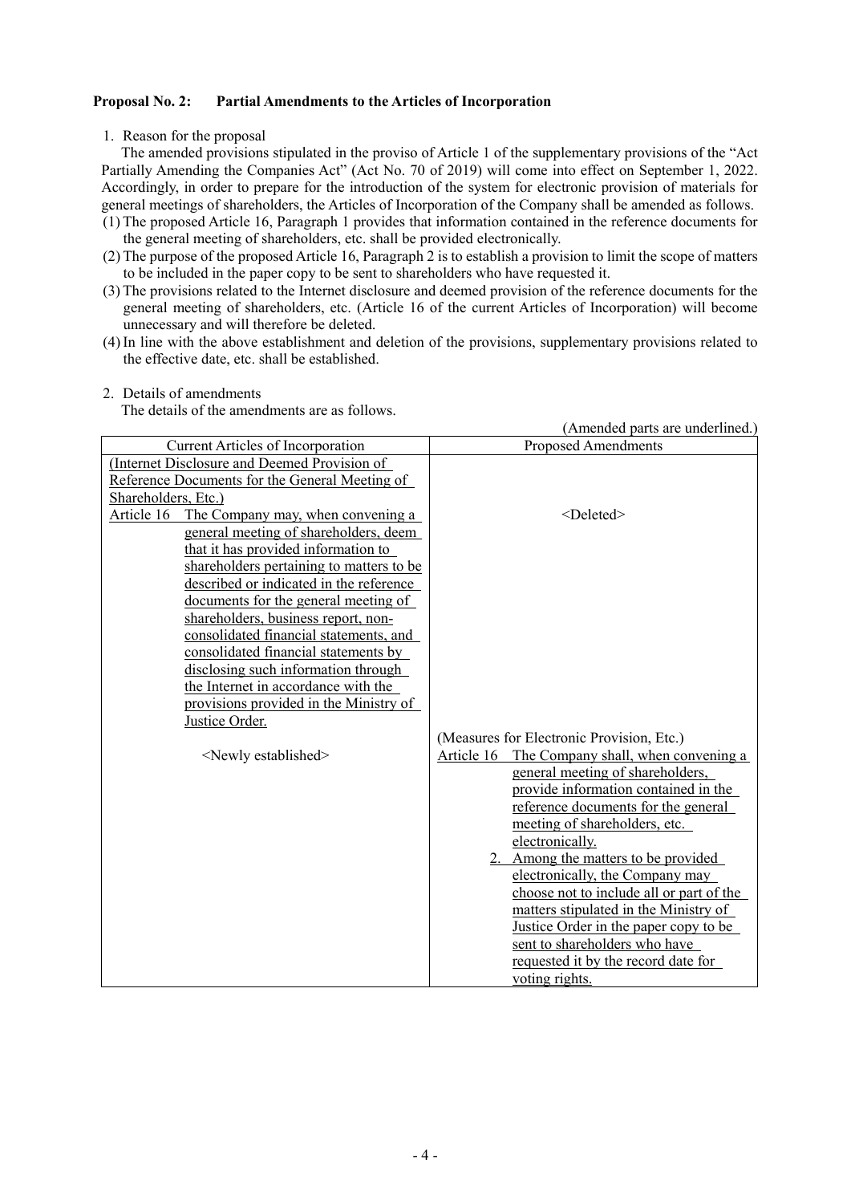**Proposal No. 2: Partial Amendments to the Articles of Incorporation**

1. Reason for the proposal

The amended provisions stipulated in the proviso of Article 1 of the supplementary provisions of the "Act Partially Amending the Companies Act" (Act No. 70 of 2019) will come into effect on September 1, 2022. Accordingly, in order to prepare for the introduction of the system for electronic provision of materials for general meetings of shareholders, the Articles of Incorporation of the Company shall be amended as follows.

(1) The proposed Article 16, Paragraph 1 provides that information contained in the reference documents for the general meeting of shareholders, etc. shall be provided electronically.

(2) The purpose of the proposed Article 16, Paragraph 2 is to establish a provision to limit the scope of matters to be included in the paper copy to be sent to shareholders who have requested it.

(3) The provisions related to the Internet disclosure and deemed provision of the reference documents for the general meeting of shareholders, etc. (Article 16 of the current Articles of Incorporation) will become unnecessary and will therefore be deleted.

(4) In line with the above establishment and deletion of the provisions, supplementary provisions related to the effective date, etc. shall be established.

2. Details of amendments

The details of the amendments are as follows.

(Amended parts are underlined.)

| Current Articles of Incorporation | Proposed Amendments |
|---|---|
| <u>(Internet Disclosure and Deemed Provision of Reference Documents for the General Meeting of Shareholders, Etc.)</u><br>Article 16 <u>The Company may, when convening a general meeting of shareholders, deem that it has provided information to shareholders pertaining to matters to be described or indicated in the reference documents for the general meeting of shareholders, business report, non-consolidated financial statements, and consolidated financial statements by disclosing such information through the Internet in accordance with the provisions provided in the Ministry of Justice Order.</u> | <Deleted> |
| <Newly established> | (Measures for Electronic Provision, Etc.)<br><u>Article 16 The Company shall, when convening a general meeting of shareholders, provide information contained in the reference documents for the general meeting of shareholders, etc. electronically.</u><br><u>2. Among the matters to be provided electronically, the Company may choose not to include all or part of the matters stipulated in the Ministry of Justice Order in the paper copy to be sent to shareholders who have requested it by the record date for voting rights.</u> |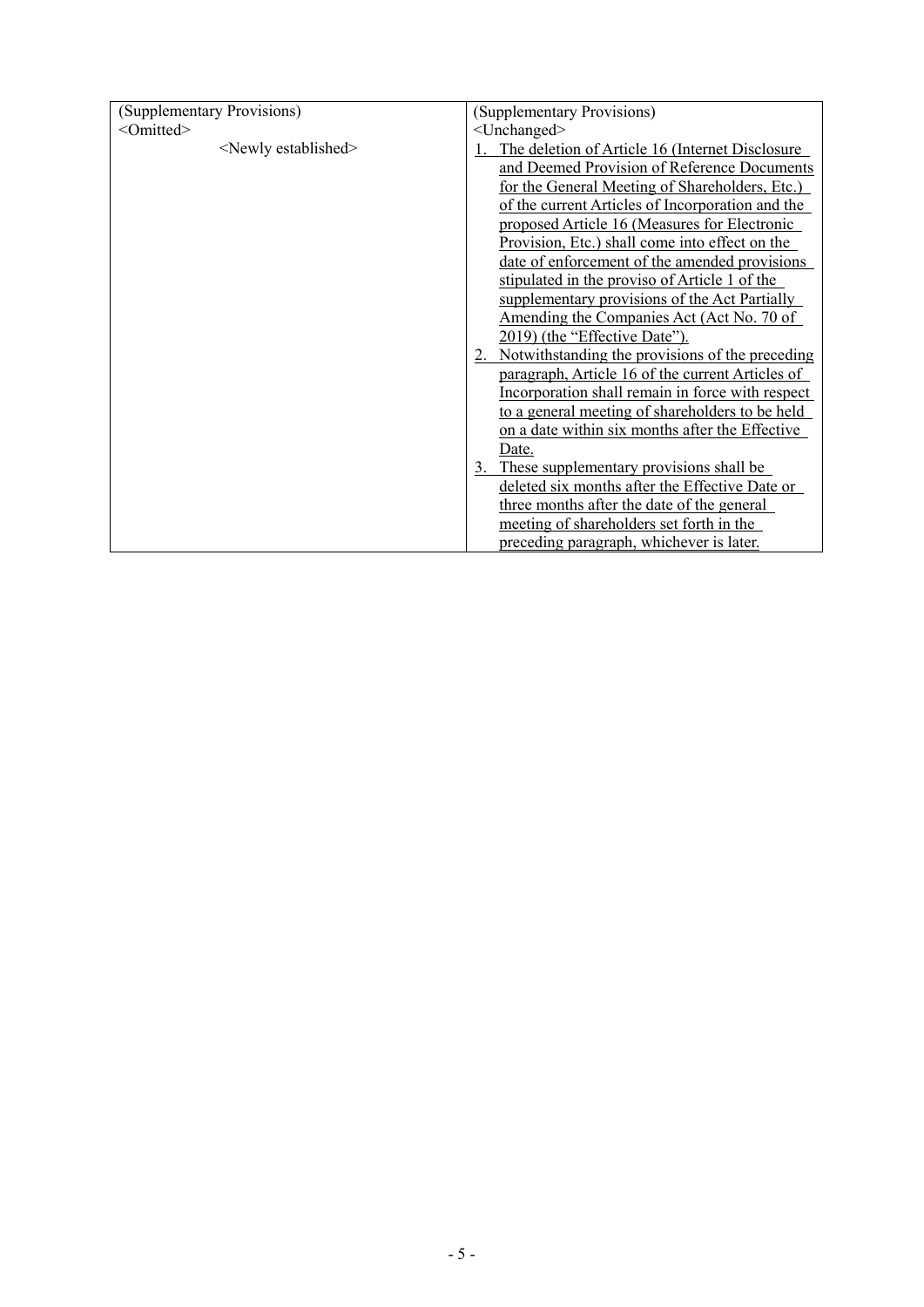| (Supplementary Provisions)<br><Omitted><br><Newly established> | (Supplementary Provisions)<br><Unchanged><br>1. The deletion of Article 16 (Internet Disclosure and Deemed Provision of Reference Documents for the General Meeting of Shareholders, Etc.) of the current Articles of Incorporation and the proposed Article 16 (Measures for Electronic Provision, Etc.) shall come into effect on the date of enforcement of the amended provisions stipulated in the proviso of Article 1 of the supplementary provisions of the Act Partially Amending the Companies Act (Act No. 70 of 2019) (the "Effective Date").<br>2. Notwithstanding the provisions of the preceding paragraph, Article 16 of the current Articles of Incorporation shall remain in force with respect to a general meeting of shareholders to be held on a date within six months after the Effective Date.<br>3. These supplementary provisions shall be deleted six months after the Effective Date or three months after the date of the general meeting of shareholders set forth in the preceding paragraph, whichever is later. |
|---|---|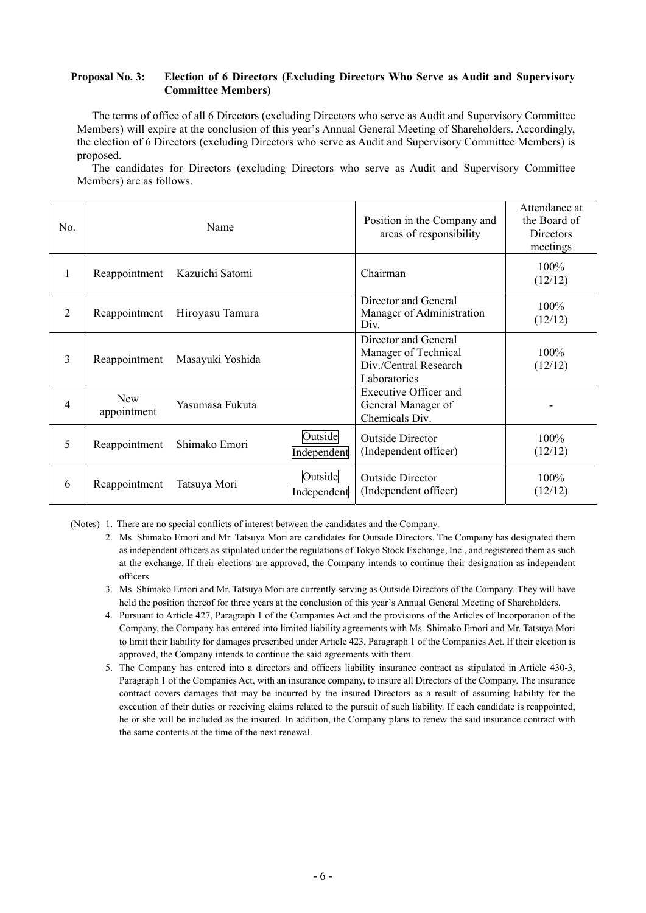**Proposal No. 3: Election of 6 Directors (Excluding Directors Who Serve as Audit and Supervisory Committee Members)**

The terms of office of all 6 Directors (excluding Directors who serve as Audit and Supervisory Committee Members) will expire at the conclusion of this year's Annual General Meeting of Shareholders. Accordingly, the election of 6 Directors (excluding Directors who serve as Audit and Supervisory Committee Members) is proposed.

The candidates for Directors (excluding Directors who serve as Audit and Supervisory Committee Members) are as follows.

| No. | Name | | | Position in the Company and areas of responsibility | Attendance at the Board of Directors meetings |
|---|---|---|---|---|---|
| 1 | Reappointment | Kazuichi Satomi | | Chairman | 100% (12/12) |
| 2 | Reappointment | Hiroyasu Tamura | | Director and General Manager of Administration Div. | 100% (12/12) |
| 3 | Reappointment | Masayuki Yoshida | | Director and General Manager of Technical Div./Central Research Laboratories | 100% (12/12) |
| 4 | New appointment | Yasumasa Fukuta | | Executive Officer and General Manager of Chemicals Div. | - |
| 5 | Reappointment | Shimako Emori | Outside Independent | Outside Director (Independent officer) | 100% (12/12) |
| 6 | Reappointment | Tatsuya Mori | Outside Independent | Outside Director (Independent officer) | 100% (12/12) |

(Notes)
1. There are no special conflicts of interest between the candidates and the Company.
2. Ms. Shimako Emori and Mr. Tatsuya Mori are candidates for Outside Directors. The Company has designated them as independent officers as stipulated under the regulations of Tokyo Stock Exchange, Inc., and registered them as such at the exchange. If their elections are approved, the Company intends to continue their designation as independent officers.
3. Ms. Shimako Emori and Mr. Tatsuya Mori are currently serving as Outside Directors of the Company. They will have held the position thereof for three years at the conclusion of this year's Annual General Meeting of Shareholders.
4. Pursuant to Article 427, Paragraph 1 of the Companies Act and the provisions of the Articles of Incorporation of the Company, the Company has entered into limited liability agreements with Ms. Shimako Emori and Mr. Tatsuya Mori to limit their liability for damages prescribed under Article 423, Paragraph 1 of the Companies Act. If their election is approved, the Company intends to continue the said agreements with them.
5. The Company has entered into a directors and officers liability insurance contract as stipulated in Article 430-3, Paragraph 1 of the Companies Act, with an insurance company, to insure all Directors of the Company. The insurance contract covers damages that may be incurred by the insured Directors as a result of assuming liability for the execution of their duties or receiving claims related to the pursuit of such liability. If each candidate is reappointed, he or she will be included as the insured. In addition, the Company plans to renew the said insurance contract with the same contents at the time of the next renewal.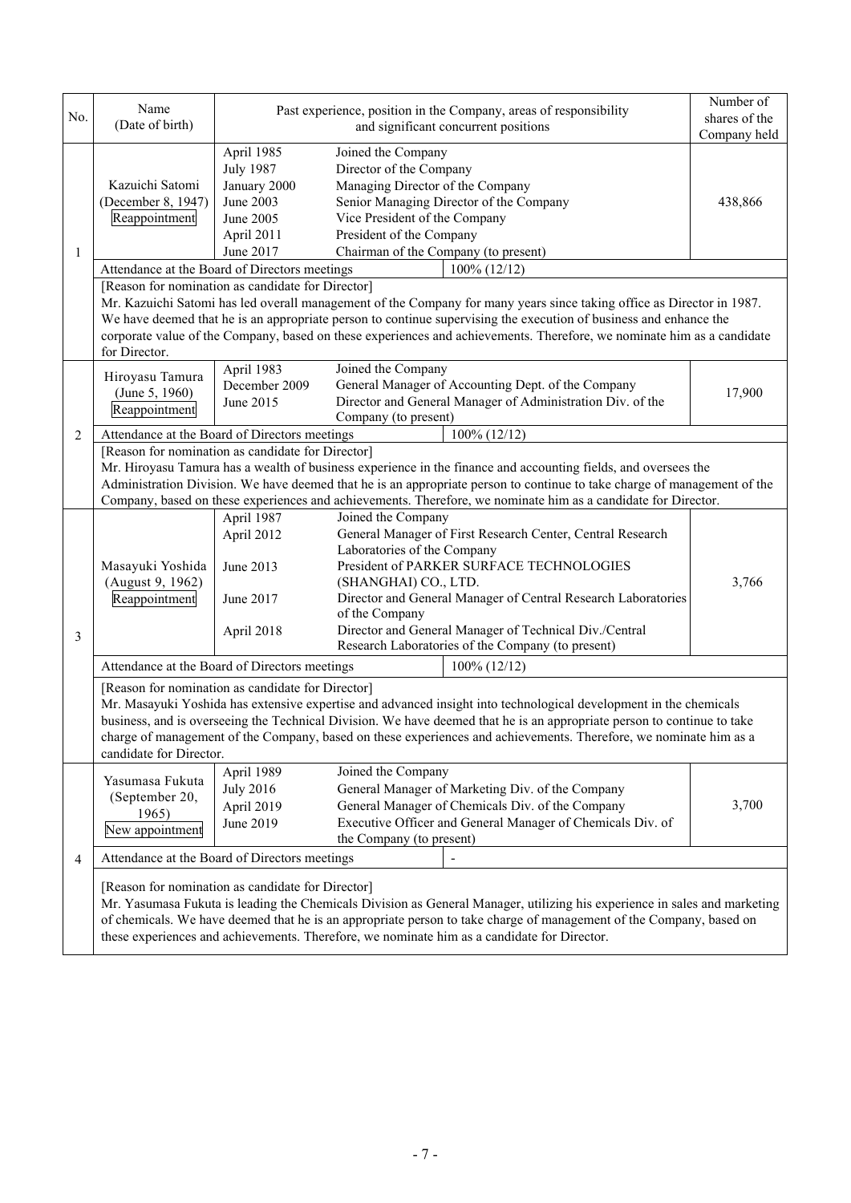| No. | Name (Date of birth) | Past experience, position in the Company, areas of responsibility and significant concurrent positions | | Number of shares of the Company held |
|---|---|---|---|---|
| 1 | Kazuichi Satomi (December 8, 1947) Reappointment | April 1985<br>July 1987<br>January 2000<br>June 2003<br>June 2005<br>April 2011<br>June 2017 | Joined the Company<br>Director of the Company<br>Managing Director of the Company<br>Senior Managing Director of the Company<br>Vice President of the Company<br>President of the Company<br>Chairman of the Company (to present) | 438,866 |
| | Attendance at the Board of Directors meetings | | 100% (12/12) | |
| | [Reason for nomination as candidate for Director]<br>Mr. Kazuichi Satomi has led overall management of the Company for many years since taking office as Director in 1987. We have deemed that he is an appropriate person to continue supervising the execution of business and enhance the corporate value of the Company, based on these experiences and achievements. Therefore, we nominate him as a candidate for Director. | | | |
| 2 | Hiroyasu Tamura (June 5, 1960) Reappointment | April 1983<br>December 2009<br>June 2015 | Joined the Company<br>General Manager of Accounting Dept. of the Company<br>Director and General Manager of Administration Div. of the Company (to present) | 17,900 |
| | Attendance at the Board of Directors meetings | | 100% (12/12) | |
| | [Reason for nomination as candidate for Director]<br>Mr. Hiroyasu Tamura has a wealth of business experience in the finance and accounting fields, and oversees the Administration Division. We have deemed that he is an appropriate person to continue to take charge of management of the Company, based on these experiences and achievements. Therefore, we nominate him as a candidate for Director. | | | |
| 3 | Masayuki Yoshida (August 9, 1962) Reappointment | April 1987<br>April 2012<br><br>June 2013<br><br>June 2017<br><br>April 2018 | Joined the Company<br>General Manager of First Research Center, Central Research Laboratories of the Company<br>President of PARKER SURFACE TECHNOLOGIES (SHANGHAI) CO., LTD.<br>Director and General Manager of Central Research Laboratories of the Company<br>Director and General Manager of Technical Div./Central Research Laboratories of the Company (to present) | 3,766 |
| | Attendance at the Board of Directors meetings | | 100% (12/12) | |
| | [Reason for nomination as candidate for Director]<br>Mr. Masayuki Yoshida has extensive expertise and advanced insight into technological development in the chemicals business, and is overseeing the Technical Division. We have deemed that he is an appropriate person to continue to take charge of management of the Company, based on these experiences and achievements. Therefore, we nominate him as a candidate for Director. | | | |
| 4 | Yasumasa Fukuta (September 20, 1965) New appointment | April 1989<br>July 2016<br>April 2019<br>June 2019 | Joined the Company<br>General Manager of Marketing Div. of the Company<br>General Manager of Chemicals Div. of the Company<br>Executive Officer and General Manager of Chemicals Div. of the Company (to present) | 3,700 |
| | Attendance at the Board of Directors meetings | | - | |
| | [Reason for nomination as candidate for Director]<br>Mr. Yasumasa Fukuta is leading the Chemicals Division as General Manager, utilizing his experience in sales and marketing of chemicals. We have deemed that he is an appropriate person to take charge of management of the Company, based on these experiences and achievements. Therefore, we nominate him as a candidate for Director. | | | |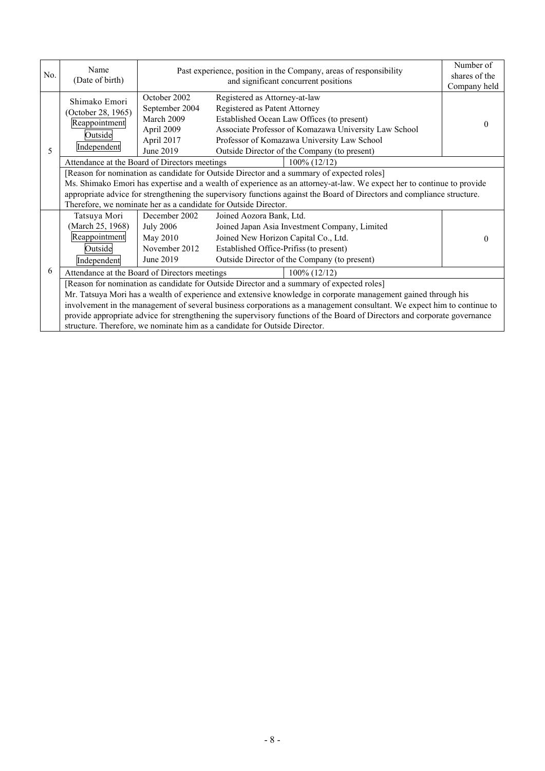| No. | Name (Date of birth) | Past experience, position in the Company, areas of responsibility and significant concurrent positions | | Number of shares of the Company held |
|---|---|---|---|---|
| 5 | Shimako Emori (October 28, 1965) Reappointment Outside Independent | October 2002<br>September 2004<br>March 2009<br>April 2009<br>April 2017<br>June 2019 | Registered as Attorney-at-law<br>Registered as Patent Attorney<br>Established Ocean Law Offices (to present)<br>Associate Professor of Komazawa University Law School<br>Professor of Komazawa University Law School<br>Outside Director of the Company (to present) | 0 |
| | Attendance at the Board of Directors meetings | | 100% (12/12) | |
| | [Reason for nomination as candidate for Outside Director and a summary of expected roles]<br>Ms. Shimako Emori has expertise and a wealth of experience as an attorney-at-law. We expect her to continue to provide appropriate advice for strengthening the supervisory functions against the Board of Directors and compliance structure. Therefore, we nominate her as a candidate for Outside Director. | | | |
| 6 | Tatsuya Mori (March 25, 1968) Reappointment Outside Independent | December 2002<br>July 2006<br>May 2010<br>November 2012<br>June 2019 | Joined Aozora Bank, Ltd.<br>Joined Japan Asia Investment Company, Limited<br>Joined New Horizon Capital Co., Ltd.<br>Established Office-Prifiss (to present)<br>Outside Director of the Company (to present) | 0 |
| | Attendance at the Board of Directors meetings | | 100% (12/12) | |
| | [Reason for nomination as candidate for Outside Director and a summary of expected roles]<br>Mr. Tatsuya Mori has a wealth of experience and extensive knowledge in corporate management gained through his involvement in the management of several business corporations as a management consultant. We expect him to continue to provide appropriate advice for strengthening the supervisory functions of the Board of Directors and corporate governance structure. Therefore, we nominate him as a candidate for Outside Director. | | | |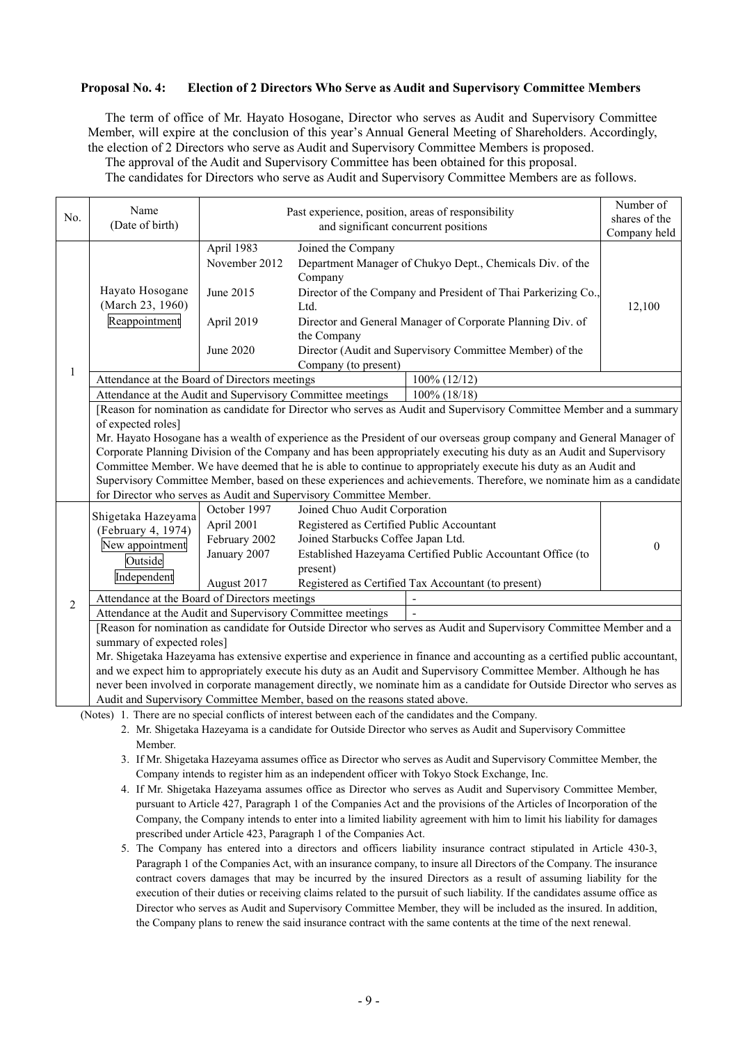**Proposal No. 4: Election of 2 Directors Who Serve as Audit and Supervisory Committee Members**

The term of office of Mr. Hayato Hosogane, Director who serves as Audit and Supervisory Committee Member, will expire at the conclusion of this year's Annual General Meeting of Shareholders. Accordingly, the election of 2 Directors who serve as Audit and Supervisory Committee Members is proposed.

The approval of the Audit and Supervisory Committee has been obtained for this proposal.

The candidates for Directors who serve as Audit and Supervisory Committee Members are as follows.

| No. | Name (Date of birth) | Past experience, position, areas of responsibility and significant concurrent positions | | Number of shares of the Company held |
|---|---|---|---|---|
| 1 | Hayato Hosogane (March 23, 1960) Reappointment | April 1983 | Joined the Company | 12,100 |
| | | November 2012 | Department Manager of Chukyo Dept., Chemicals Div. of the Company | |
| | | June 2015 | Director of the Company and President of Thai Parkerizing Co., Ltd. | |
| | | April 2019 | Director and General Manager of Corporate Planning Div. of the Company | |
| | | June 2020 | Director (Audit and Supervisory Committee Member) of the Company (to present) | |
| | Attendance at the Board of Directors meetings | | 100% (12/12) | |
| | Attendance at the Audit and Supervisory Committee meetings | | 100% (18/18) | |
| | [Reason for nomination as candidate for Director who serves as Audit and Supervisory Committee Member and a summary of expected roles] Mr. Hayato Hosogane has a wealth of experience as the President of our overseas group company and General Manager of Corporate Planning Division of the Company and has been appropriately executing his duty as an Audit and Supervisory Committee Member. We have deemed that he is able to continue to appropriately execute his duty as an Audit and Supervisory Committee Member, based on these experiences and achievements. Therefore, we nominate him as a candidate for Director who serves as Audit and Supervisory Committee Member. | | | |
| 2 | Shigetaka Hazeyama (February 4, 1974) New appointment Outside Independent | October 1997 | Joined Chuo Audit Corporation | 0 |
| | | April 2001 | Registered as Certified Public Accountant | |
| | | February 2002 | Joined Starbucks Coffee Japan Ltd. | |
| | | January 2007 | Established Hazeyama Certified Public Accountant Office (to present) | |
| | | August 2017 | Registered as Certified Tax Accountant (to present) | |
| | Attendance at the Board of Directors meetings | | - | |
| | Attendance at the Audit and Supervisory Committee meetings | | - | |
| | [Reason for nomination as candidate for Outside Director who serves as Audit and Supervisory Committee Member and a summary of expected roles] Mr. Shigetaka Hazeyama has extensive expertise and experience in finance and accounting as a certified public accountant, and we expect him to appropriately execute his duty as an Audit and Supervisory Committee Member. Although he has never been involved in corporate management directly, we nominate him as a candidate for Outside Director who serves as Audit and Supervisory Committee Member, based on the reasons stated above. | | | |

(Notes)
1. There are no special conflicts of interest between each of the candidates and the Company.
2. Mr. Shigetaka Hazeyama is a candidate for Outside Director who serves as Audit and Supervisory Committee Member.
3. If Mr. Shigetaka Hazeyama assumes office as Director who serves as Audit and Supervisory Committee Member, the Company intends to register him as an independent officer with Tokyo Stock Exchange, Inc.
4. If Mr. Shigetaka Hazeyama assumes office as Director who serves as Audit and Supervisory Committee Member, pursuant to Article 427, Paragraph 1 of the Companies Act and the provisions of the Articles of Incorporation of the Company, the Company intends to enter into a limited liability agreement with him to limit his liability for damages prescribed under Article 423, Paragraph 1 of the Companies Act.
5. The Company has entered into a directors and officers liability insurance contract stipulated in Article 430-3, Paragraph 1 of the Companies Act, with an insurance company, to insure all Directors of the Company. The insurance contract covers damages that may be incurred by the insured Directors as a result of assuming liability for the execution of their duties or receiving claims related to the pursuit of such liability. If the candidates assume office as Director who serves as Audit and Supervisory Committee Member, they will be included as the insured. In addition, the Company plans to renew the said insurance contract with the same contents at the time of the next renewal.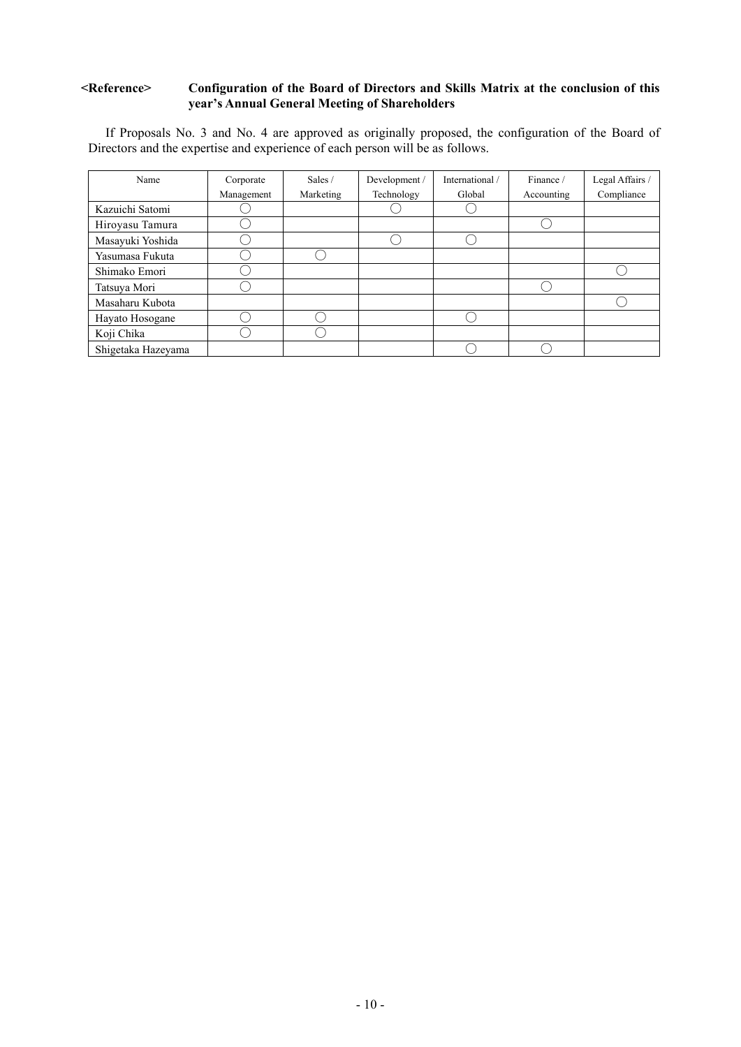**<Reference> Configuration of the Board of Directors and Skills Matrix at the conclusion of this year's Annual General Meeting of Shareholders**

If Proposals No. 3 and No. 4 are approved as originally proposed, the configuration of the Board of Directors and the expertise and experience of each person will be as follows.

| Name | Corporate Management | Sales / Marketing | Development / Technology | International / Global | Finance / Accounting | Legal Affairs / Compliance |
|---|---|---|---|---|---|---|
| Kazuichi Satomi | 〇 | | 〇 | 〇 | | |
| Hiroyasu Tamura | 〇 | | | | 〇 | |
| Masayuki Yoshida | 〇 | | 〇 | 〇 | | |
| Yasumasa Fukuta | 〇 | 〇 | | | | |
| Shimako Emori | 〇 | | | | | 〇 |
| Tatsuya Mori | 〇 | | | | 〇 | |
| Masaharu Kubota | | | | | | 〇 |
| Hayato Hosogane | 〇 | 〇 | | 〇 | | |
| Koji Chika | 〇 | 〇 | | | | |
| Shigetaka Hazeyama | | | | 〇 | 〇 | |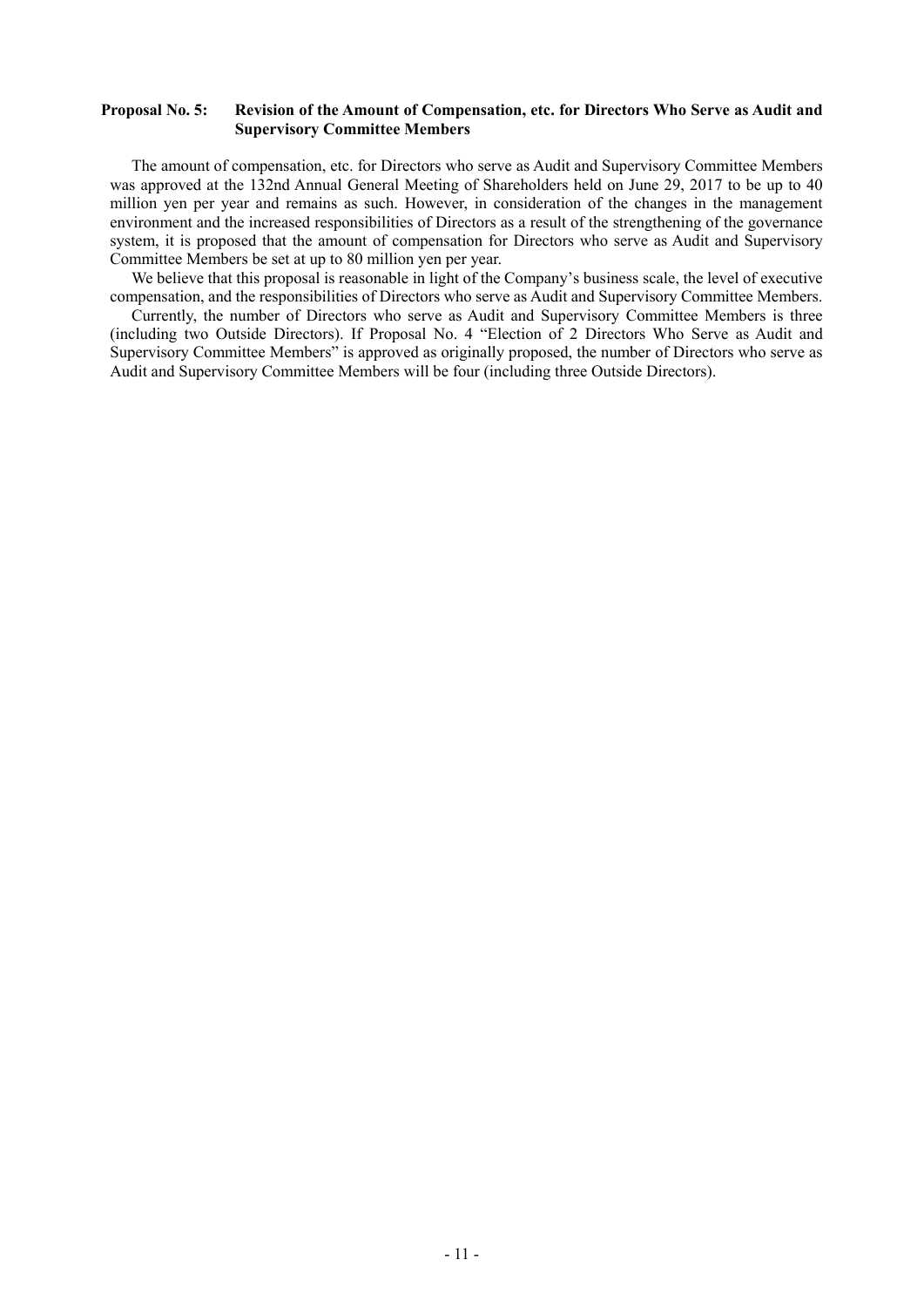**Proposal No. 5: Revision of the Amount of Compensation, etc. for Directors Who Serve as Audit and Supervisory Committee Members**

The amount of compensation, etc. for Directors who serve as Audit and Supervisory Committee Members was approved at the 132nd Annual General Meeting of Shareholders held on June 29, 2017 to be up to 40 million yen per year and remains as such. However, in consideration of the changes in the management environment and the increased responsibilities of Directors as a result of the strengthening of the governance system, it is proposed that the amount of compensation for Directors who serve as Audit and Supervisory Committee Members be set at up to 80 million yen per year.

We believe that this proposal is reasonable in light of the Company's business scale, the level of executive compensation, and the responsibilities of Directors who serve as Audit and Supervisory Committee Members.

Currently, the number of Directors who serve as Audit and Supervisory Committee Members is three (including two Outside Directors). If Proposal No. 4 "Election of 2 Directors Who Serve as Audit and Supervisory Committee Members" is approved as originally proposed, the number of Directors who serve as Audit and Supervisory Committee Members will be four (including three Outside Directors).